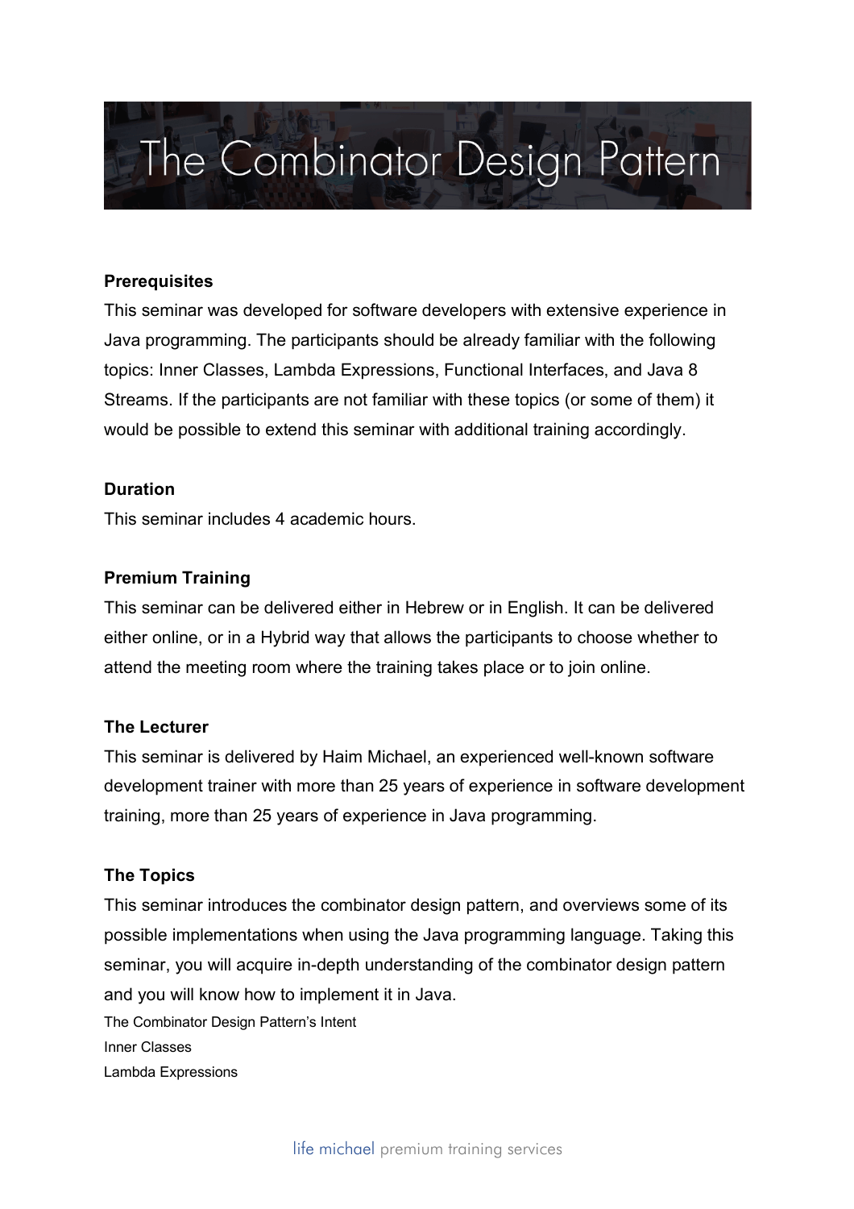# The Combinator Design Pattern

**Prerequisites**

This seminar was developed for software developers with extensive experience in Java programming. The participants should be already familiar with the following topics: Inner Classes, Lambda Expressions, Functional Interfaces, and Java 8 Streams. If the participants are not familiar with these topics (or some of them) it would be possible to extend this seminar with additional training accordingly.

**Duration**

This seminar includes 4 academic hours.

**Premium Training**

This seminar can be delivered either in Hebrew or in English. It can be delivered either online, or in a Hybrid way that allows the participants to choose whether to attend the meeting room where the training takes place or to join online.

**The Lecturer**

This seminar is delivered by Haim Michael, an experienced well-known software development trainer with more than 25 years of experience in software development training, more than 25 years of experience in Java programming.

**The Topics**

This seminar introduces the combinator design pattern, and overviews some of its possible implementations when using the Java programming language. Taking this seminar, you will acquire in-depth understanding of the combinator design pattern and you will know how to implement it in Java.

The Combinator Design Pattern's Intent
Inner Classes
Lambda Expressions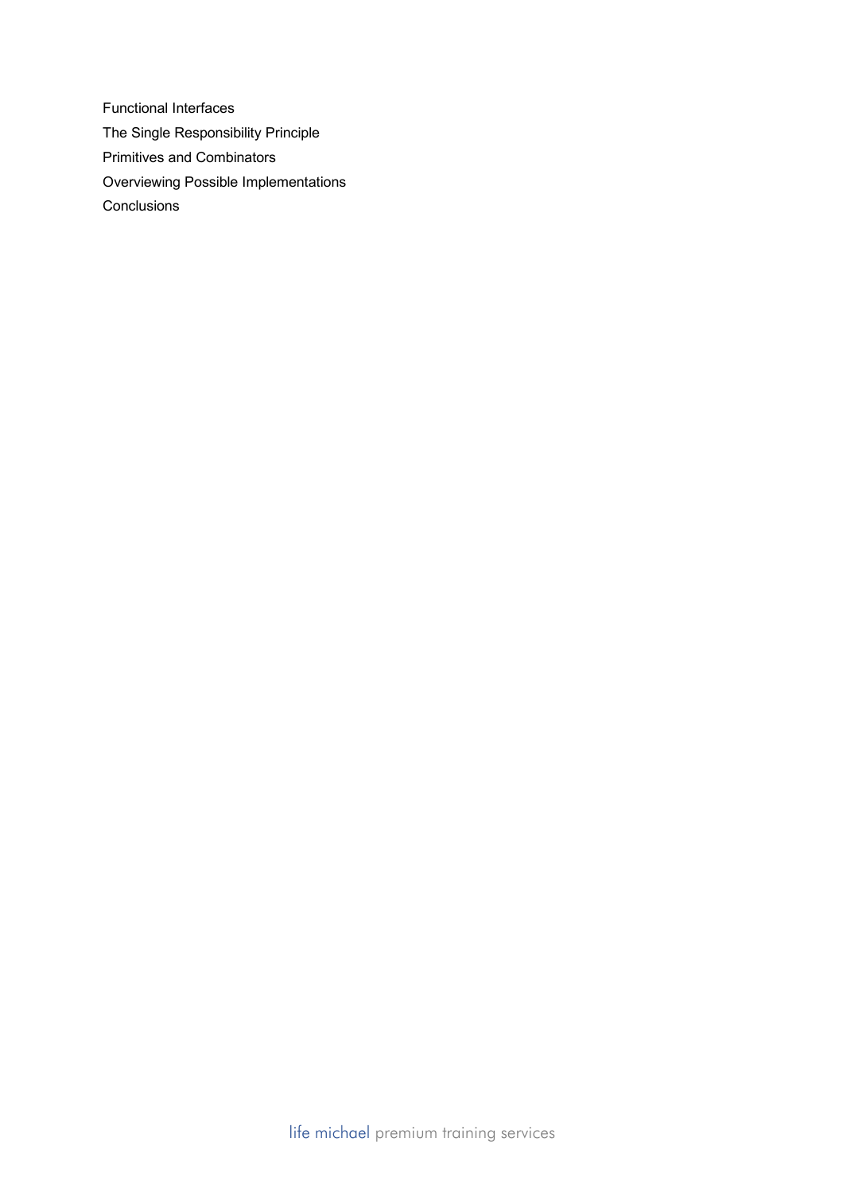Functional Interfaces

The Single Responsibility Principle

Primitives and Combinators

Overviewing Possible Implementations

Conclusions